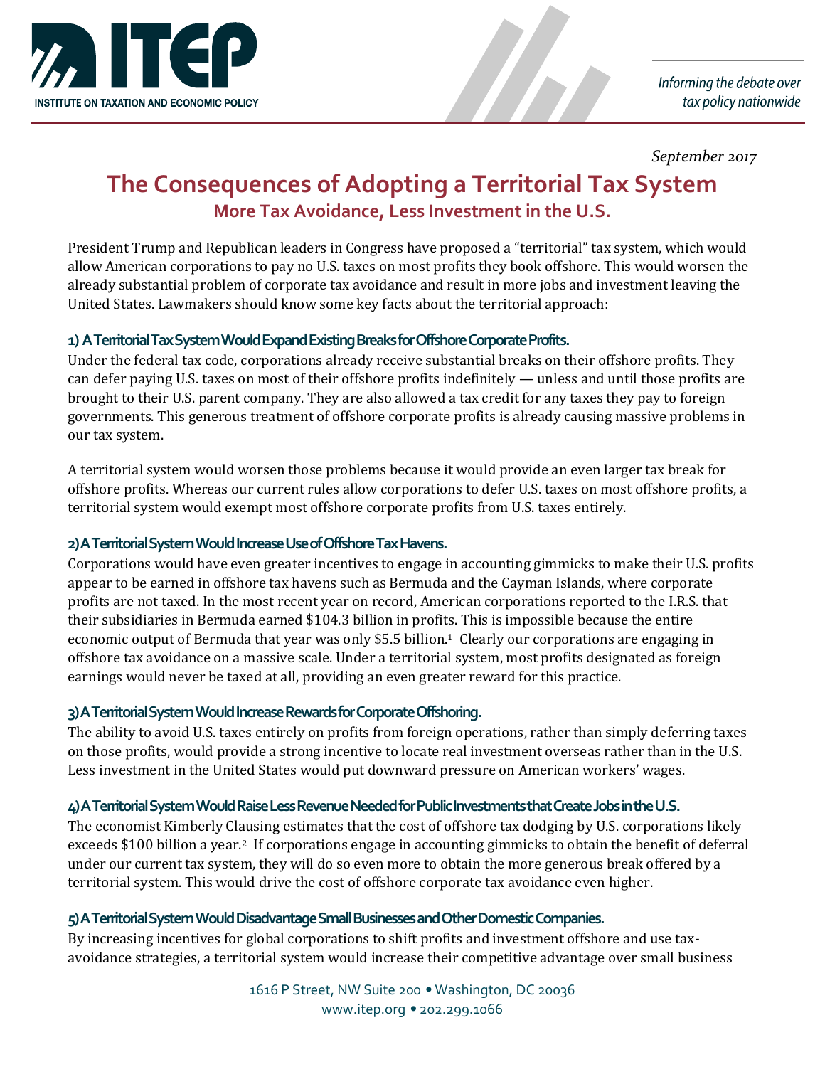ITEP

INSTITUTE ON TAXATION AND ECONOMIC POLICY

*Informing the debate over tax policy nationwide*

*September 2017*

# The Consequences of Adopting a Territorial Tax System

## More Tax Avoidance, Less Investment in the U.S.

President Trump and Republican leaders in Congress have proposed a "territorial" tax system, which would allow American corporations to pay no U.S. taxes on most profits they book offshore. This would worsen the already substantial problem of corporate tax avoidance and result in more jobs and investment leaving the United States. Lawmakers should know some key facts about the territorial approach:

### 1) A Territorial Tax System Would Expand Existing Breaks for Offshore Corporate Profits.

Under the federal tax code, corporations already receive substantial breaks on their offshore profits. They can defer paying U.S. taxes on most of their offshore profits indefinitely — unless and until those profits are brought to their U.S. parent company. They are also allowed a tax credit for any taxes they pay to foreign governments. This generous treatment of offshore corporate profits is already causing massive problems in our tax system.

A territorial system would worsen those problems because it would provide an even larger tax break for offshore profits. Whereas our current rules allow corporations to defer U.S. taxes on most offshore profits, a territorial system would exempt most offshore corporate profits from U.S. taxes entirely.

### 2) A Territorial System Would Increase Use of Offshore Tax Havens.

Corporations would have even greater incentives to engage in accounting gimmicks to make their U.S. profits appear to be earned in offshore tax havens such as Bermuda and the Cayman Islands, where corporate profits are not taxed. In the most recent year on record, American corporations reported to the I.R.S. that their subsidiaries in Bermuda earned $104.3 billion in profits. This is impossible because the entire economic output of Bermuda that year was only $5.5 billion.[1] Clearly our corporations are engaging in offshore tax avoidance on a massive scale. Under a territorial system, most profits designated as foreign earnings would never be taxed at all, providing an even greater reward for this practice.

### 3) A Territorial System Would Increase Rewards for Corporate Offshoring.

The ability to avoid U.S. taxes entirely on profits from foreign operations, rather than simply deferring taxes on those profits, would provide a strong incentive to locate real investment overseas rather than in the U.S. Less investment in the United States would put downward pressure on American workers' wages.

### 4) A Territorial System Would Raise Less Revenue Needed for Public Investments that Create Jobs in the U.S.

The economist Kimberly Clausing estimates that the cost of offshore tax dodging by U.S. corporations likely exceeds $100 billion a year.[2] If corporations engage in accounting gimmicks to obtain the benefit of deferral under our current tax system, they will do so even more to obtain the more generous break offered by a territorial system. This would drive the cost of offshore corporate tax avoidance even higher.

### 5) A Territorial System Would Disadvantage Small Businesses and Other Domestic Companies.

By increasing incentives for global corporations to shift profits and investment offshore and use tax-avoidance strategies, a territorial system would increase their competitive advantage over small business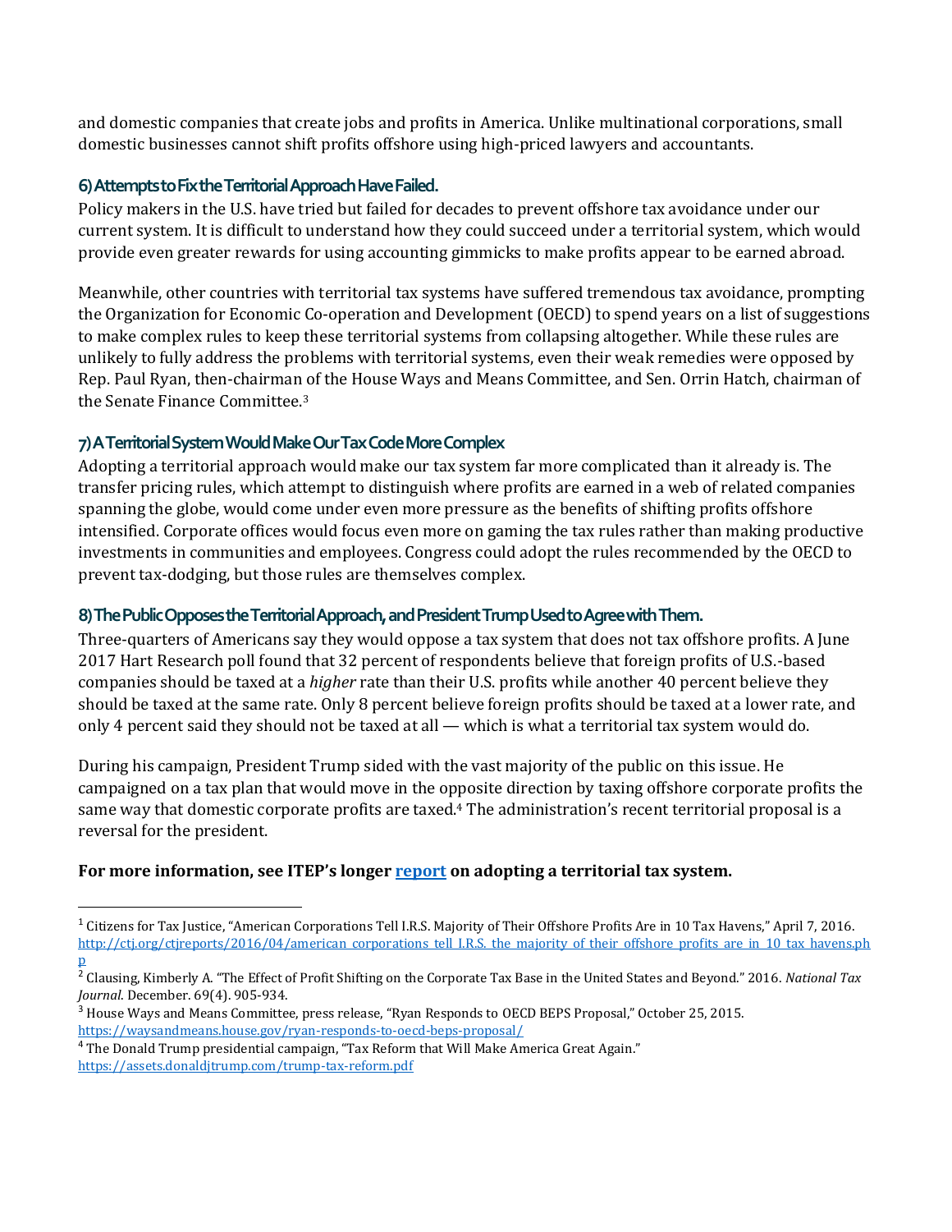and domestic companies that create jobs and profits in America. Unlike multinational corporations, small domestic businesses cannot shift profits offshore using high-priced lawyers and accountants.

### 6) Attempts to Fix the Territorial Approach Have Failed.

Policy makers in the U.S. have tried but failed for decades to prevent offshore tax avoidance under our current system. It is difficult to understand how they could succeed under a territorial system, which would provide even greater rewards for using accounting gimmicks to make profits appear to be earned abroad.

Meanwhile, other countries with territorial tax systems have suffered tremendous tax avoidance, prompting the Organization for Economic Co-operation and Development (OECD) to spend years on a list of suggestions to make complex rules to keep these territorial systems from collapsing altogether. While these rules are unlikely to fully address the problems with territorial systems, even their weak remedies were opposed by Rep. Paul Ryan, then-chairman of the House Ways and Means Committee, and Sen. Orrin Hatch, chairman of the Senate Finance Committee.[3]

### 7) A Territorial System Would Make Our Tax Code More Complex

Adopting a territorial approach would make our tax system far more complicated than it already is. The transfer pricing rules, which attempt to distinguish where profits are earned in a web of related companies spanning the globe, would come under even more pressure as the benefits of shifting profits offshore intensified. Corporate offices would focus even more on gaming the tax rules rather than making productive investments in communities and employees. Congress could adopt the rules recommended by the OECD to prevent tax-dodging, but those rules are themselves complex.

### 8) The Public Opposes the Territorial Approach, and President Trump Used to Agree with Them.

Three-quarters of Americans say they would oppose a tax system that does not tax offshore profits. A June 2017 Hart Research poll found that 32 percent of respondents believe that foreign profits of U.S.-based companies should be taxed at a *higher* rate than their U.S. profits while another 40 percent believe they should be taxed at the same rate. Only 8 percent believe foreign profits should be taxed at a lower rate, and only 4 percent said they should not be taxed at all — which is what a territorial tax system would do.

During his campaign, President Trump sided with the vast majority of the public on this issue. He campaigned on a tax plan that would move in the opposite direction by taxing offshore corporate profits the same way that domestic corporate profits are taxed.[4] The administration's recent territorial proposal is a reversal for the president.

**For more information, see ITEP's longer [report](#) on adopting a territorial tax system.**

---

[1] Citizens for Tax Justice, "American Corporations Tell I.R.S. Majority of Their Offshore Profits Are in 10 Tax Havens," April 7, 2016. http://ctj.org/ctjreports/2016/04/american_corporations_tell_I.R.S._the_majority_of_their_offshore_profits_are_in_10_tax_havens.php

[2] Clausing, Kimberly A. "The Effect of Profit Shifting on the Corporate Tax Base in the United States and Beyond." 2016. *National Tax Journal*. December. 69(4). 905-934.

[3] House Ways and Means Committee, press release, "Ryan Responds to OECD BEPS Proposal," October 25, 2015. https://waysandmeans.house.gov/ryan-responds-to-oecd-beps-proposal/

[4] The Donald Trump presidential campaign, "Tax Reform that Will Make America Great Again." https://assets.donaldjtrump.com/trump-tax-reform.pdf